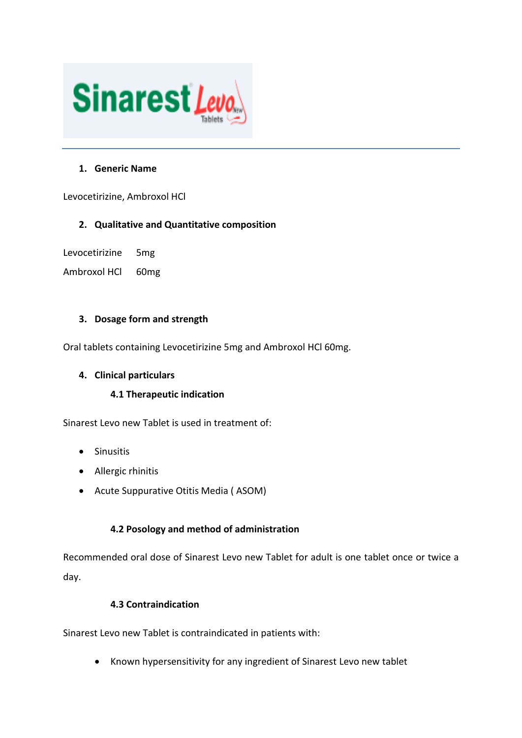# Sinarest Levo New Tablets

## 1. Generic Name

Levocetirizine, Ambroxol HCl

## 2. Qualitative and Quantitative composition

Levocetirizine 5mg

Ambroxol HCl 60mg

## 3. Dosage form and strength

Oral tablets containing Levocetirizine 5mg and Ambroxol HCl 60mg.

## 4. Clinical particulars

### 4.1 Therapeutic indication

Sinarest Levo new Tablet is used in treatment of:

- Sinusitis
- Allergic rhinitis
- Acute Suppurative Otitis Media ( ASOM)

### 4.2 Posology and method of administration

Recommended oral dose of Sinarest Levo new Tablet for adult is one tablet once or twice a day.

### 4.3 Contraindication

Sinarest Levo new Tablet is contraindicated in patients with:

- Known hypersensitivity for any ingredient of Sinarest Levo new tablet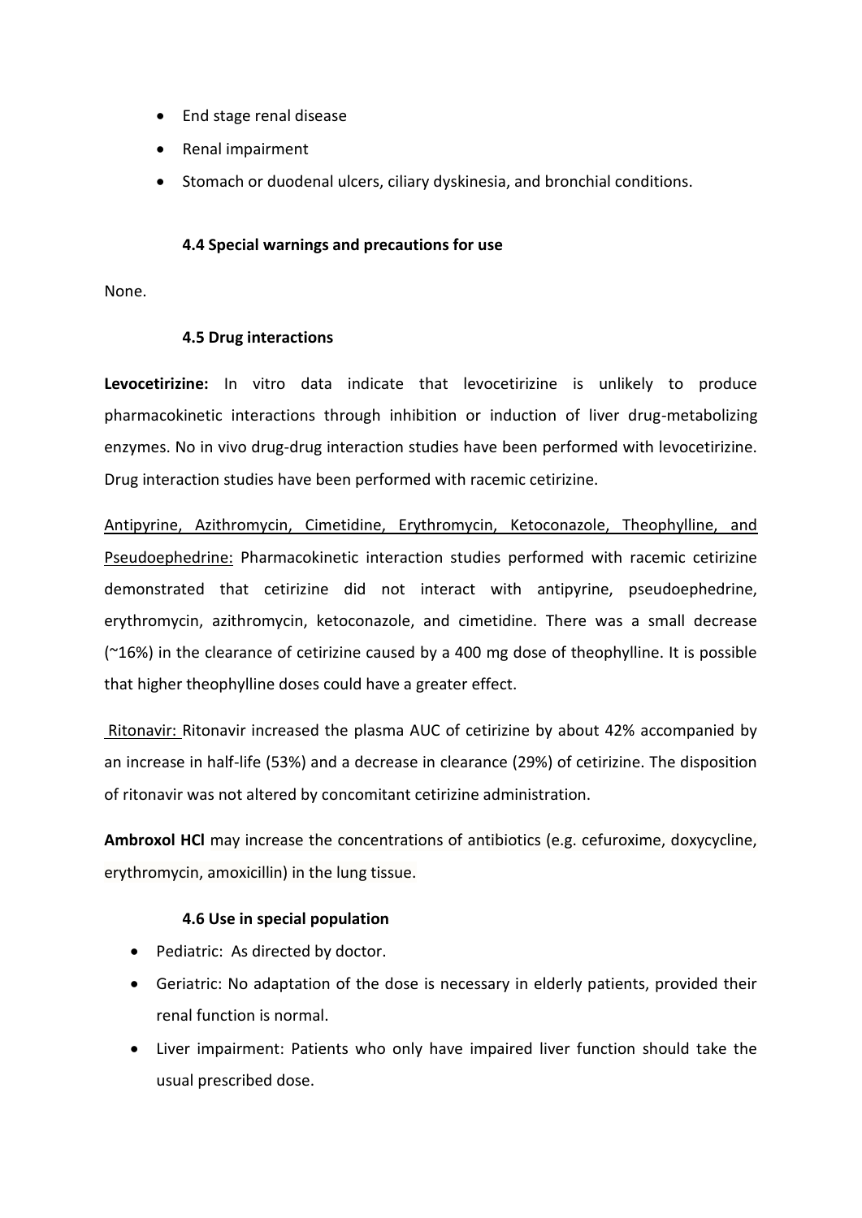- End stage renal disease
- Renal impairment
- Stomach or duodenal ulcers, ciliary dyskinesia, and bronchial conditions.

### 4.4 Special warnings and precautions for use

None.

### 4.5 Drug interactions

**Levocetirizine:** In vitro data indicate that levocetirizine is unlikely to produce pharmacokinetic interactions through inhibition or induction of liver drug-metabolizing enzymes. No in vivo drug-drug interaction studies have been performed with levocetirizine. Drug interaction studies have been performed with racemic cetirizine.

<u>Antipyrine, Azithromycin, Cimetidine, Erythromycin, Ketoconazole, Theophylline, and Pseudoephedrine:</u> Pharmacokinetic interaction studies performed with racemic cetirizine demonstrated that cetirizine did not interact with antipyrine, pseudoephedrine, erythromycin, azithromycin, ketoconazole, and cimetidine. There was a small decrease (~16%) in the clearance of cetirizine caused by a 400 mg dose of theophylline. It is possible that higher theophylline doses could have a greater effect.

<u>Ritonavir:</u> Ritonavir increased the plasma AUC of cetirizine by about 42% accompanied by an increase in half-life (53%) and a decrease in clearance (29%) of cetirizine. The disposition of ritonavir was not altered by concomitant cetirizine administration.

**Ambroxol HCl** may increase the concentrations of antibiotics (e.g. cefuroxime, doxycycline, erythromycin, amoxicillin) in the lung tissue.

### 4.6 Use in special population

- Pediatric: As directed by doctor.
- Geriatric: No adaptation of the dose is necessary in elderly patients, provided their renal function is normal.
- Liver impairment: Patients who only have impaired liver function should take the usual prescribed dose.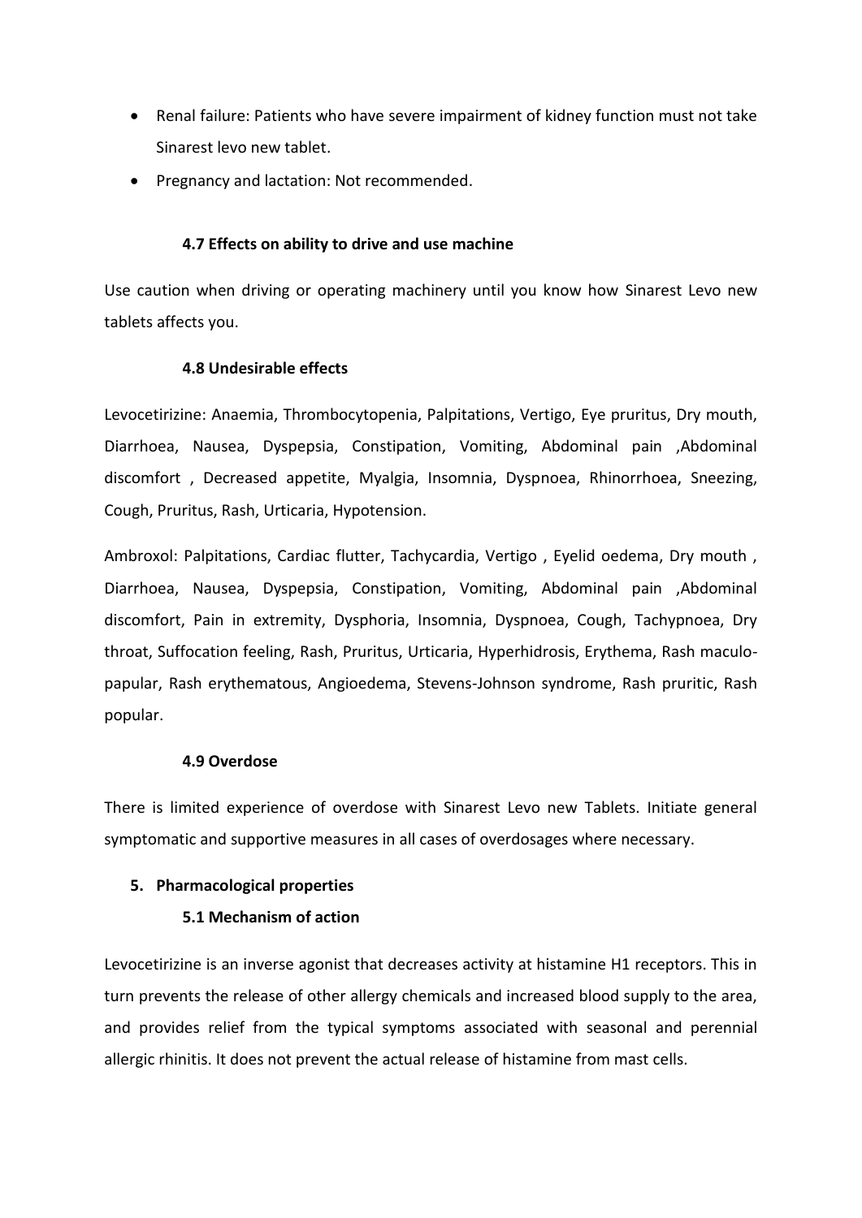- Renal failure: Patients who have severe impairment of kidney function must not take Sinarest levo new tablet.
- Pregnancy and lactation: Not recommended.

### 4.7 Effects on ability to drive and use machine

Use caution when driving or operating machinery until you know how Sinarest Levo new tablets affects you.

### 4.8 Undesirable effects

Levocetirizine: Anaemia, Thrombocytopenia, Palpitations, Vertigo, Eye pruritus, Dry mouth, Diarrhoea, Nausea, Dyspepsia, Constipation, Vomiting, Abdominal pain ,Abdominal discomfort , Decreased appetite, Myalgia, Insomnia, Dyspnoea, Rhinorrhoea, Sneezing, Cough, Pruritus, Rash, Urticaria, Hypotension.

Ambroxol: Palpitations, Cardiac flutter, Tachycardia, Vertigo , Eyelid oedema, Dry mouth , Diarrhoea, Nausea, Dyspepsia, Constipation, Vomiting, Abdominal pain ,Abdominal discomfort, Pain in extremity, Dysphoria, Insomnia, Dyspnoea, Cough, Tachypnoea, Dry throat, Suffocation feeling, Rash, Pruritus, Urticaria, Hyperhidrosis, Erythema, Rash maculo-papular, Rash erythematous, Angioedema, Stevens-Johnson syndrome, Rash pruritic, Rash popular.

### 4.9 Overdose

There is limited experience of overdose with Sinarest Levo new Tablets. Initiate general symptomatic and supportive measures in all cases of overdosages where necessary.

## 5. Pharmacological properties

### 5.1 Mechanism of action

Levocetirizine is an inverse agonist that decreases activity at histamine H1 receptors. This in turn prevents the release of other allergy chemicals and increased blood supply to the area, and provides relief from the typical symptoms associated with seasonal and perennial allergic rhinitis. It does not prevent the actual release of histamine from mast cells.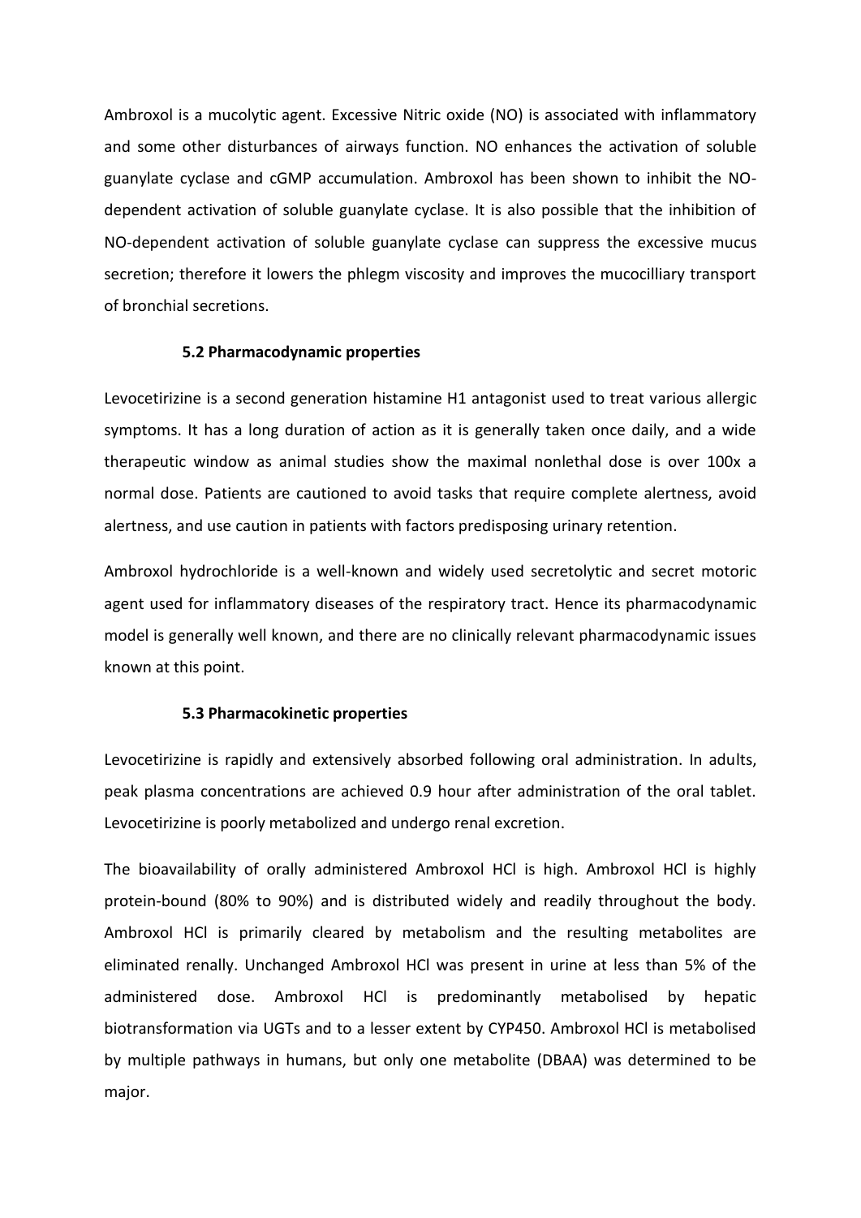Ambroxol is a mucolytic agent. Excessive Nitric oxide (NO) is associated with inflammatory and some other disturbances of airways function. NO enhances the activation of soluble guanylate cyclase and cGMP accumulation. Ambroxol has been shown to inhibit the NO-dependent activation of soluble guanylate cyclase. It is also possible that the inhibition of NO-dependent activation of soluble guanylate cyclase can suppress the excessive mucus secretion; therefore it lowers the phlegm viscosity and improves the mucocilliary transport of bronchial secretions.

### 5.2 Pharmacodynamic properties

Levocetirizine is a second generation histamine H1 antagonist used to treat various allergic symptoms. It has a long duration of action as it is generally taken once daily, and a wide therapeutic window as animal studies show the maximal nonlethal dose is over 100x a normal dose. Patients are cautioned to avoid tasks that require complete alertness, avoid alertness, and use caution in patients with factors predisposing urinary retention.

Ambroxol hydrochloride is a well-known and widely used secretolytic and secret motoric agent used for inflammatory diseases of the respiratory tract. Hence its pharmacodynamic model is generally well known, and there are no clinically relevant pharmacodynamic issues known at this point.

### 5.3 Pharmacokinetic properties

Levocetirizine is rapidly and extensively absorbed following oral administration. In adults, peak plasma concentrations are achieved 0.9 hour after administration of the oral tablet. Levocetirizine is poorly metabolized and undergo renal excretion.

The bioavailability of orally administered Ambroxol HCl is high. Ambroxol HCl is highly protein-bound (80% to 90%) and is distributed widely and readily throughout the body. Ambroxol HCl is primarily cleared by metabolism and the resulting metabolites are eliminated renally. Unchanged Ambroxol HCl was present in urine at less than 5% of the administered dose. Ambroxol HCl is predominantly metabolised by hepatic biotransformation via UGTs and to a lesser extent by CYP450. Ambroxol HCl is metabolised by multiple pathways in humans, but only one metabolite (DBAA) was determined to be major.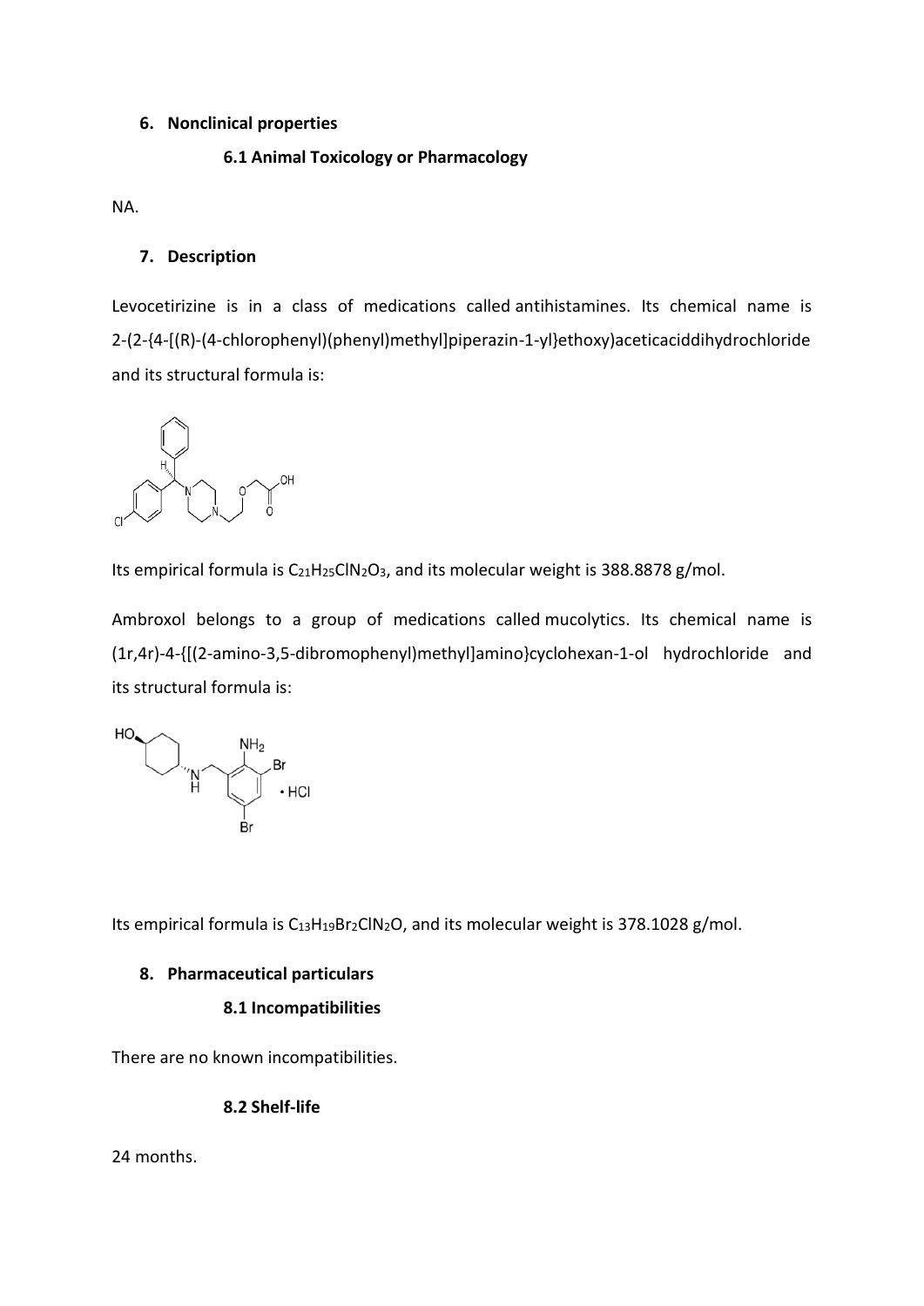## 6. Nonclinical properties

### 6.1 Animal Toxicology or Pharmacology

NA.

## 7. Description

Levocetirizine is in a class of medications called antihistamines. Its chemical name is 2-(2-{4-[(R)-(4-chlorophenyl)(phenyl)methyl]piperazin-1-yl}ethoxy)aceticaciddihydrochloride and its structural formula is:

Its empirical formula is $C_{21}H_{25}ClN_2O_3$, and its molecular weight is 388.8878 g/mol.

Ambroxol belongs to a group of medications called mucolytics. Its chemical name is (1r,4r)-4-{[(2-amino-3,5-dibromophenyl)methyl]amino}cyclohexan-1-ol hydrochloride and its structural formula is:

Its empirical formula is $C_{13}H_{19}Br_2ClN_2O$, and its molecular weight is 378.1028 g/mol.

## 8. Pharmaceutical particulars

### 8.1 Incompatibilities

There are no known incompatibilities.

### 8.2 Shelf-life

24 months.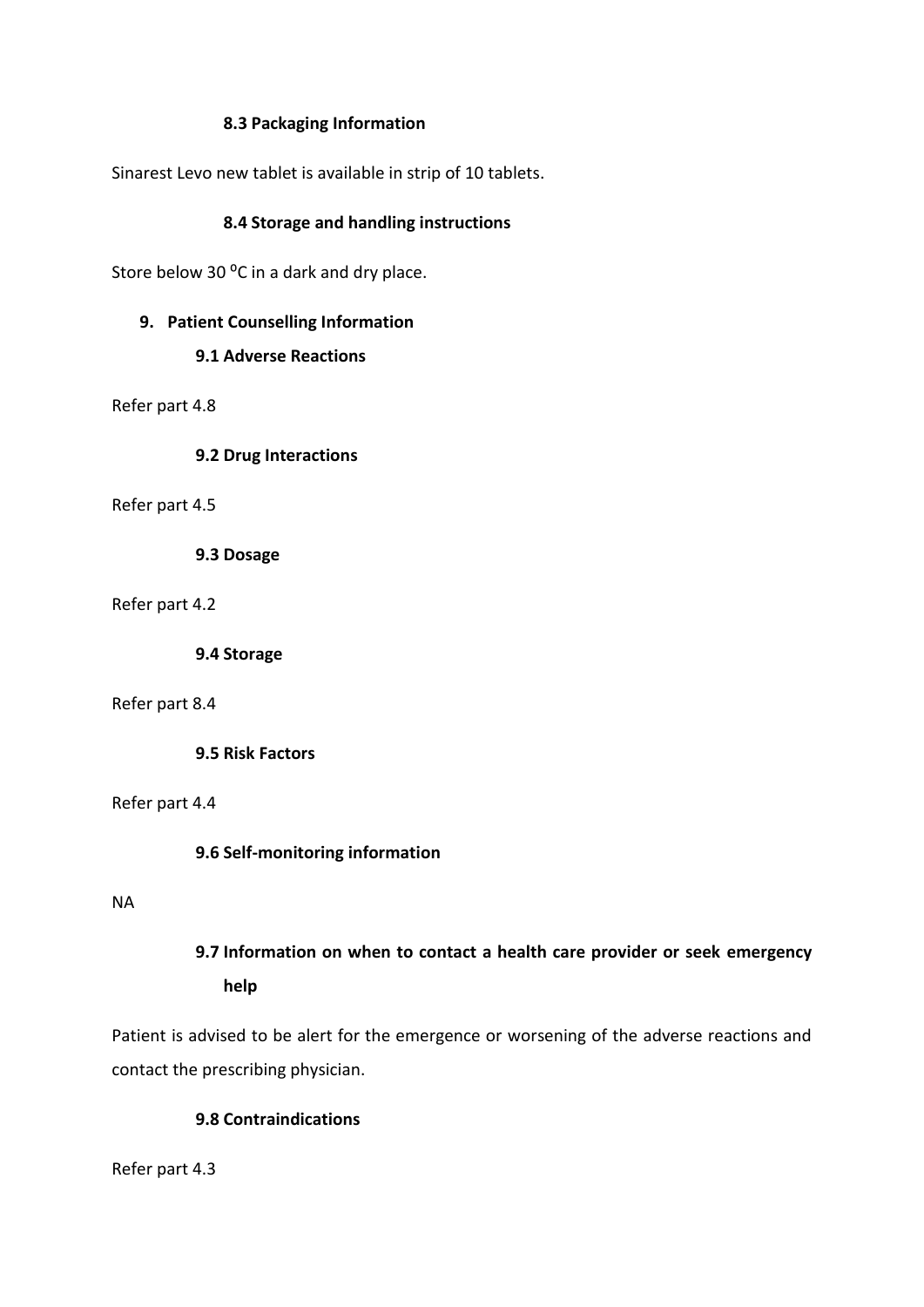### 8.3 Packaging Information

Sinarest Levo new tablet is available in strip of 10 tablets.

### 8.4 Storage and handling instructions

Store below 30 $^{o}$C in a dark and dry place.

## 9. Patient Counselling Information

### 9.1 Adverse Reactions

Refer part 4.8

### 9.2 Drug Interactions

Refer part 4.5

### 9.3 Dosage

Refer part 4.2

### 9.4 Storage

Refer part 8.4

### 9.5 Risk Factors

Refer part 4.4

### 9.6 Self-monitoring information

NA

### 9.7 Information on when to contact a health care provider or seek emergency help

Patient is advised to be alert for the emergence or worsening of the adverse reactions and contact the prescribing physician.

### 9.8 Contraindications

Refer part 4.3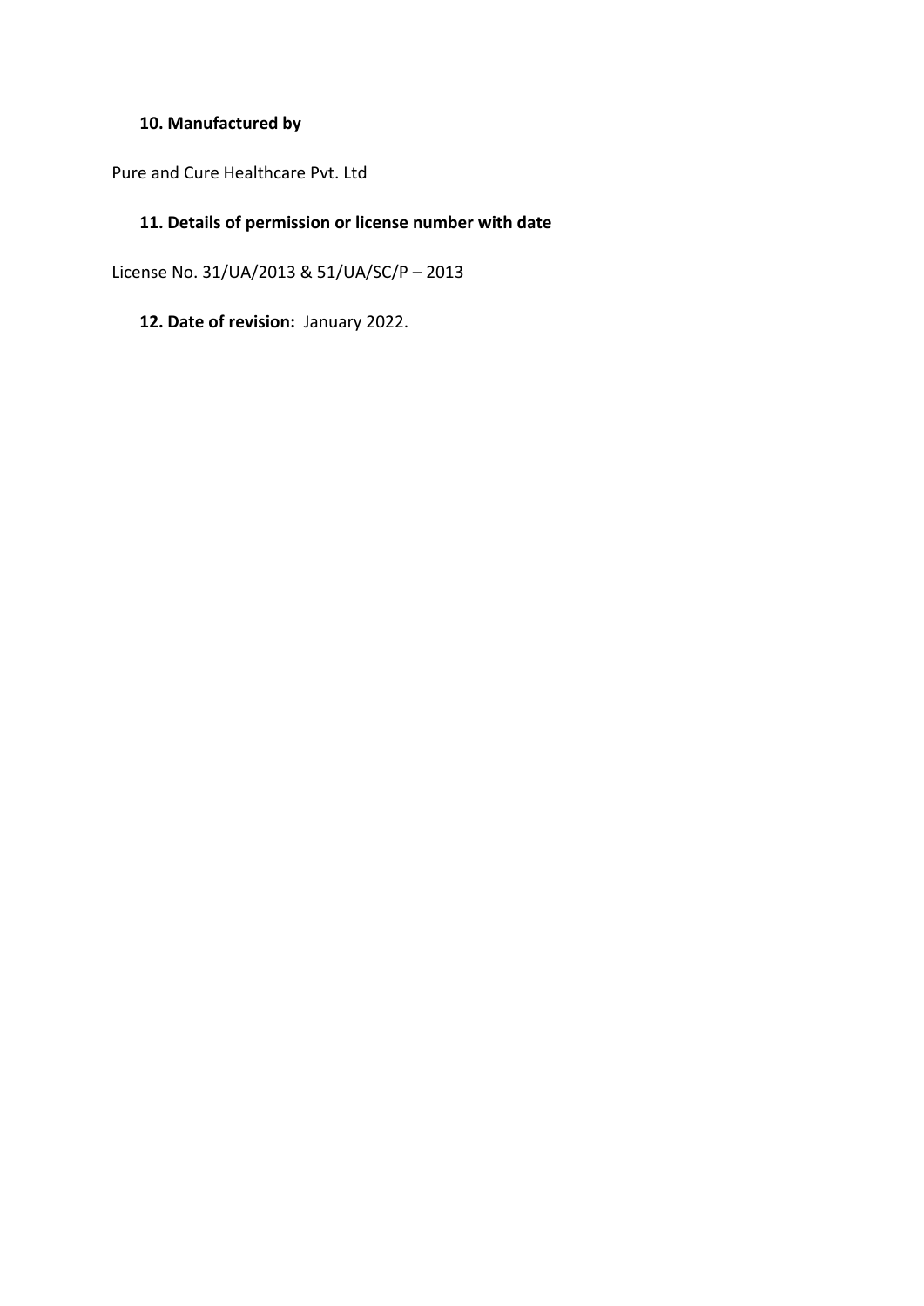**10. Manufactured by**

Pure and Cure Healthcare Pvt. Ltd

**11. Details of permission or license number with date**

License No. 31/UA/2013 & 51/UA/SC/P – 2013

**12. Date of revision:** January 2022.